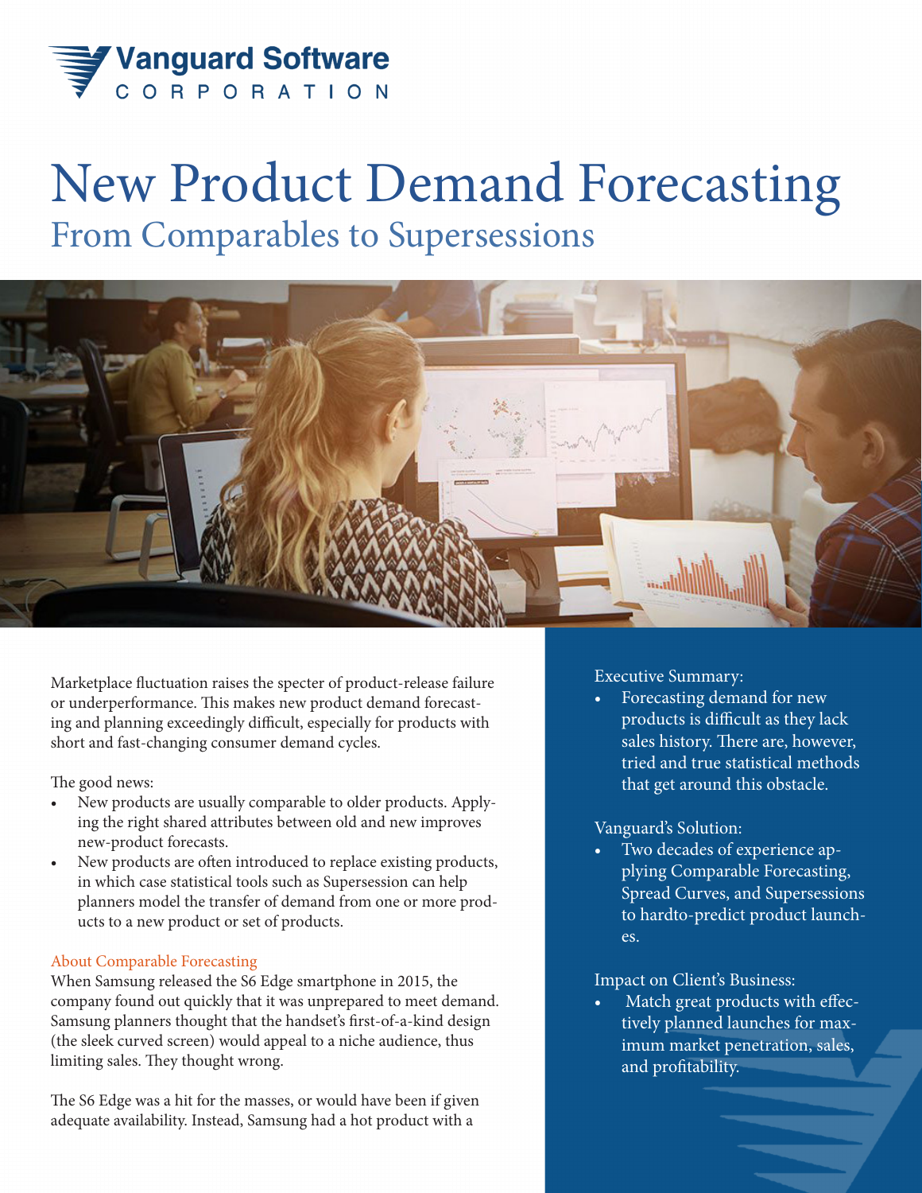Vanguard Software CORPORATION

# New Product Demand Forecasting

## From Comparables to Supersessions

Marketplace fluctuation raises the specter of product-release failure or underperformance. This makes new product demand forecasting and planning exceedingly difficult, especially for products with short and fast-changing consumer demand cycles.

The good news:

- New products are usually comparable to older products. Applying the right shared attributes between old and new improves new-product forecasts.
- New products are often introduced to replace existing products, in which case statistical tools such as Supersession can help planners model the transfer of demand from one or more products to a new product or set of products.

### About Comparable Forecasting

When Samsung released the S6 Edge smartphone in 2015, the company found out quickly that it was unprepared to meet demand. Samsung planners thought that the handset's first-of-a-kind design (the sleek curved screen) would appeal to a niche audience, thus limiting sales. They thought wrong.

The S6 Edge was a hit for the masses, or would have been if given adequate availability. Instead, Samsung had a hot product with a

Executive Summary:

- Forecasting demand for new products is difficult as they lack sales history. There are, however, tried and true statistical methods that get around this obstacle.

Vanguard's Solution:

- Two decades of experience applying Comparable Forecasting, Spread Curves, and Supersessions to hardto-predict product launches.

Impact on Client's Business:

- Match great products with effectively planned launches for maximum market penetration, sales, and profitability.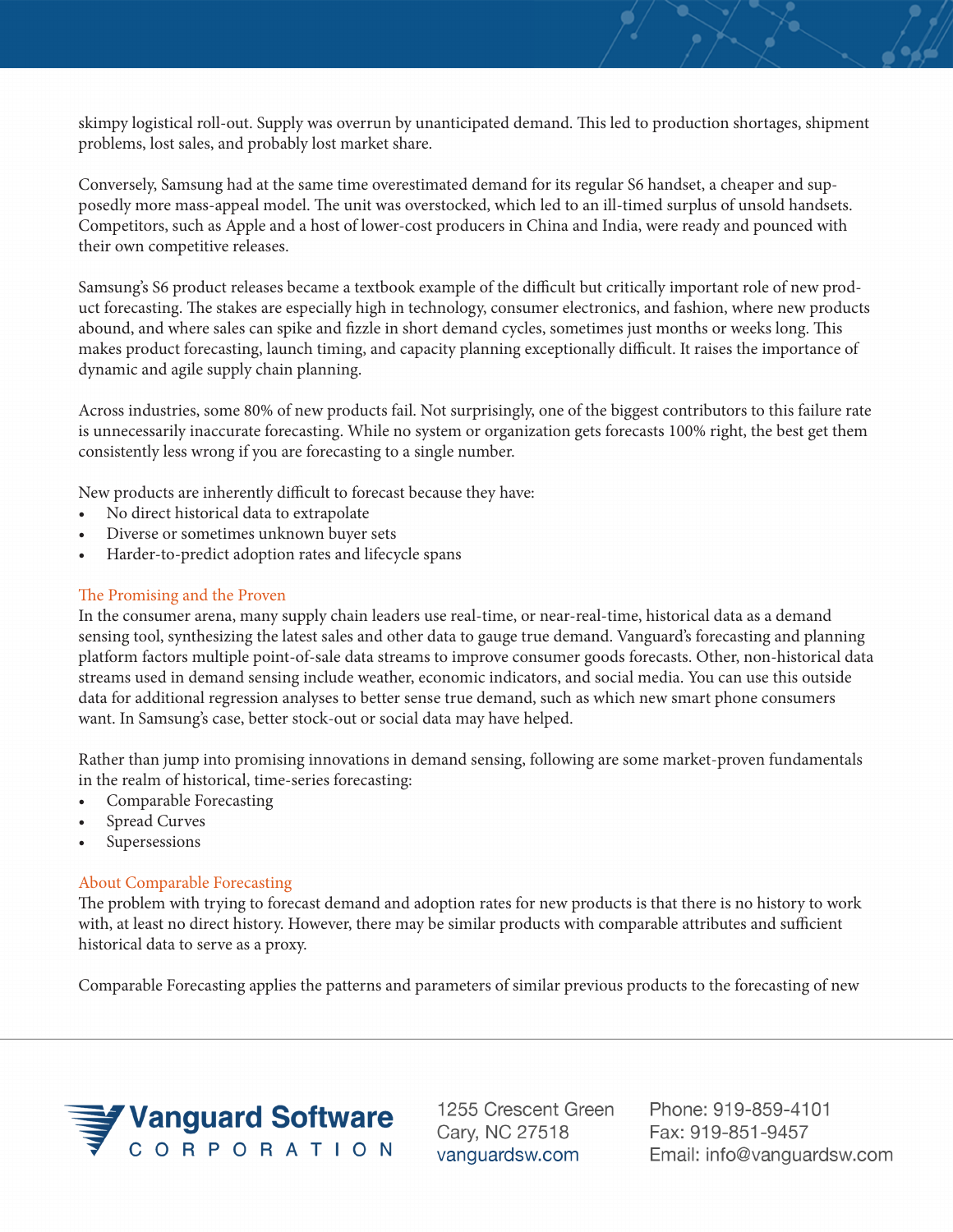skimpy logistical roll-out. Supply was overrun by unanticipated demand. This led to production shortages, shipment problems, lost sales, and probably lost market share.

Conversely, Samsung had at the same time overestimated demand for its regular S6 handset, a cheaper and supposedly more mass-appeal model. The unit was overstocked, which led to an ill-timed surplus of unsold handsets. Competitors, such as Apple and a host of lower-cost producers in China and India, were ready and pounced with their own competitive releases.

Samsung's S6 product releases became a textbook example of the difficult but critically important role of new product forecasting. The stakes are especially high in technology, consumer electronics, and fashion, where new products abound, and where sales can spike and fizzle in short demand cycles, sometimes just months or weeks long. This makes product forecasting, launch timing, and capacity planning exceptionally difficult. It raises the importance of dynamic and agile supply chain planning.

Across industries, some 80% of new products fail. Not surprisingly, one of the biggest contributors to this failure rate is unnecessarily inaccurate forecasting. While no system or organization gets forecasts 100% right, the best get them consistently less wrong if you are forecasting to a single number.

New products are inherently difficult to forecast because they have:

- No direct historical data to extrapolate
- Diverse or sometimes unknown buyer sets
- Harder-to-predict adoption rates and lifecycle spans

## The Promising and the Proven

In the consumer arena, many supply chain leaders use real-time, or near-real-time, historical data as a demand sensing tool, synthesizing the latest sales and other data to gauge true demand. Vanguard's forecasting and planning platform factors multiple point-of-sale data streams to improve consumer goods forecasts. Other, non-historical data streams used in demand sensing include weather, economic indicators, and social media. You can use this outside data for additional regression analyses to better sense true demand, such as which new smart phone consumers want. In Samsung's case, better stock-out or social data may have helped.

Rather than jump into promising innovations in demand sensing, following are some market-proven fundamentals in the realm of historical, time-series forecasting:

- Comparable Forecasting
- Spread Curves
- Supersessions

## About Comparable Forecasting

The problem with trying to forecast demand and adoption rates for new products is that there is no history to work with, at least no direct history. However, there may be similar products with comparable attributes and sufficient historical data to serve as a proxy.

Comparable Forecasting applies the patterns and parameters of similar previous products to the forecasting of new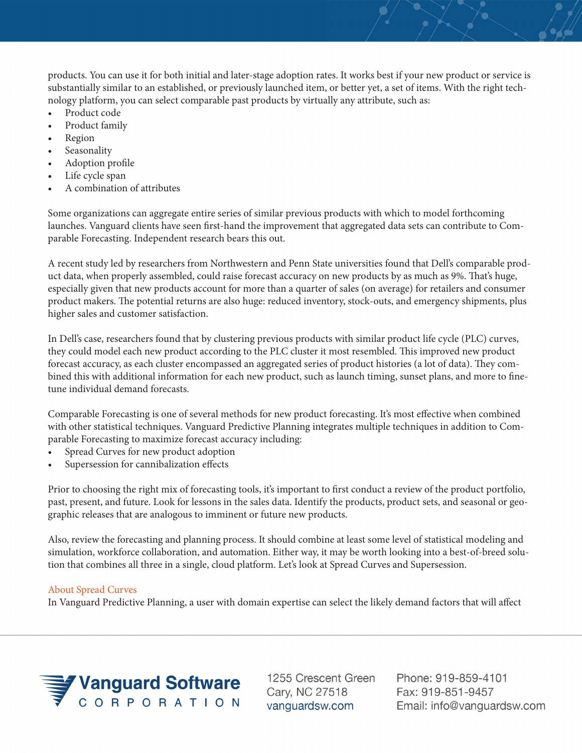products. You can use it for both initial and later-stage adoption rates. It works best if your new product or service is substantially similar to an established, or previously launched item, or better yet, a set of items. With the right technology platform, you can select comparable past products by virtually any attribute, such as:

- Product code
- Product family
- Region
- Seasonality
- Adoption profile
- Life cycle span
- A combination of attributes

Some organizations can aggregate entire series of similar previous products with which to model forthcoming launches. Vanguard clients have seen first-hand the improvement that aggregated data sets can contribute to Comparable Forecasting. Independent research bears this out.

A recent study led by researchers from Northwestern and Penn State universities found that Dell's comparable product data, when properly assembled, could raise forecast accuracy on new products by as much as 9%. That's huge, especially given that new products account for more than a quarter of sales (on average) for retailers and consumer product makers. The potential returns are also huge: reduced inventory, stock-outs, and emergency shipments, plus higher sales and customer satisfaction.

In Dell's case, researchers found that by clustering previous products with similar product life cycle (PLC) curves, they could model each new product according to the PLC cluster it most resembled. This improved new product forecast accuracy, as each cluster encompassed an aggregated series of product histories (a lot of data). They combined this with additional information for each new product, such as launch timing, sunset plans, and more to fine-tune individual demand forecasts.

Comparable Forecasting is one of several methods for new product forecasting. It's most effective when combined with other statistical techniques. Vanguard Predictive Planning integrates multiple techniques in addition to Comparable Forecasting to maximize forecast accuracy including:

- Spread Curves for new product adoption
- Supersession for cannibalization effects

Prior to choosing the right mix of forecasting tools, it's important to first conduct a review of the product portfolio, past, present, and future. Look for lessons in the sales data. Identify the products, product sets, and seasonal or geographic releases that are analogous to imminent or future new products.

Also, review the forecasting and planning process. It should combine at least some level of statistical modeling and simulation, workforce collaboration, and automation. Either way, it may be worth looking into a best-of-breed solution that combines all three in a single, cloud platform. Let's look at Spread Curves and Supersession.

### About Spread Curves

In Vanguard Predictive Planning, a user with domain expertise can select the likely demand factors that will affect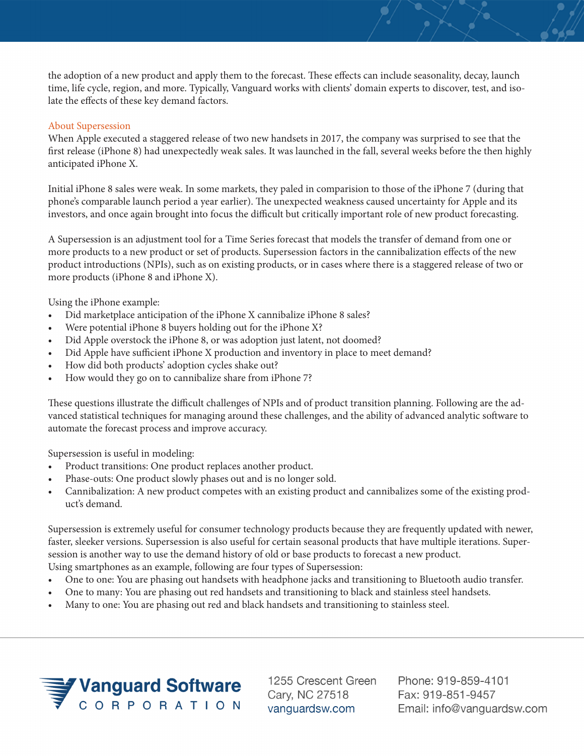the adoption of a new product and apply them to the forecast. These effects can include seasonality, decay, launch time, life cycle, region, and more. Typically, Vanguard works with clients' domain experts to discover, test, and isolate the effects of these key demand factors.

### About Supersession

When Apple executed a staggered release of two new handsets in 2017, the company was surprised to see that the first release (iPhone 8) had unexpectedly weak sales. It was launched in the fall, several weeks before the then highly anticipated iPhone X.

Initial iPhone 8 sales were weak. In some markets, they paled in comparision to those of the iPhone 7 (during that phone's comparable launch period a year earlier). The unexpected weakness caused uncertainty for Apple and its investors, and once again brought into focus the difficult but critically important role of new product forecasting.

A Supersession is an adjustment tool for a Time Series forecast that models the transfer of demand from one or more products to a new product or set of products. Supersession factors in the cannibalization effects of the new product introductions (NPIs), such as on existing products, or in cases where there is a staggered release of two or more products (iPhone 8 and iPhone X).

Using the iPhone example:

- Did marketplace anticipation of the iPhone X cannibalize iPhone 8 sales?
- Were potential iPhone 8 buyers holding out for the iPhone X?
- Did Apple overstock the iPhone 8, or was adoption just latent, not doomed?
- Did Apple have sufficient iPhone X production and inventory in place to meet demand?
- How did both products' adoption cycles shake out?
- How would they go on to cannibalize share from iPhone 7?

These questions illustrate the difficult challenges of NPIs and of product transition planning. Following are the advanced statistical techniques for managing around these challenges, and the ability of advanced analytic software to automate the forecast process and improve accuracy.

Supersession is useful in modeling:

- Product transitions: One product replaces another product.
- Phase-outs: One product slowly phases out and is no longer sold.
- Cannibalization: A new product competes with an existing product and cannibalizes some of the existing product's demand.

Supersession is extremely useful for consumer technology products because they are frequently updated with newer, faster, sleeker versions. Supersession is also useful for certain seasonal products that have multiple iterations. Supersession is another way to use the demand history of old or base products to forecast a new product.
Using smartphones as an example, following are four types of Supersession:

- One to one: You are phasing out handsets with headphone jacks and transitioning to Bluetooth audio transfer.
- One to many: You are phasing out red handsets and transitioning to black and stainless steel handsets.
- Many to one: You are phasing out red and black handsets and transitioning to stainless steel.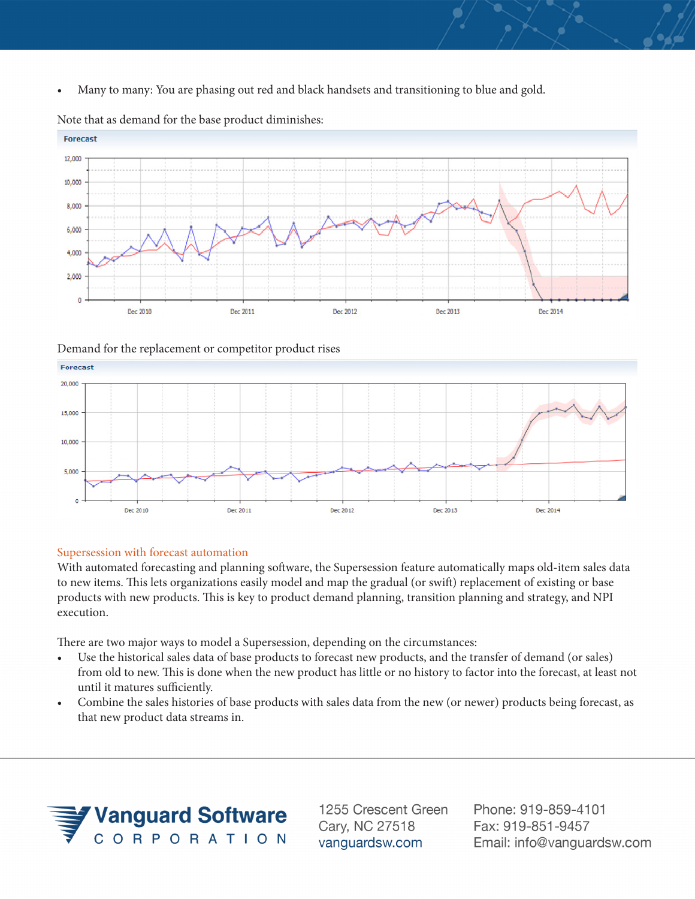- Many to many: You are phasing out red and black handsets and transitioning to blue and gold.

Note that as demand for the base product diminishes:

Forecast

12,000
10,000
8,000
6,000
4,000
2,000
0

Dec 2010
Dec 2011
Dec 2012
Dec 2013
Dec 2014

Demand for the replacement or competitor product rises

Forecast

20,000
15,000
10,000
5,000
0

Dec 2010
Dec 2011
Dec 2012
Dec 2013
Dec 2014

## Supersession with forecast automation

With automated forecasting and planning software, the Supersession feature automatically maps old-item sales data to new items. This lets organizations easily model and map the gradual (or swift) replacement of existing or base products with new products. This is key to product demand planning, transition planning and strategy, and NPI execution.

There are two major ways to model a Supersession, depending on the circumstances:

- Use the historical sales data of base products to forecast new products, and the transfer of demand (or sales) from old to new. This is done when the new product has little or no history to factor into the forecast, at least not until it matures sufficiently.
- Combine the sales histories of base products with sales data from the new (or newer) products being forecast, as that new product data streams in.

Vanguard Software CORPORATION

1255 Crescent Green
Cary, NC 27518
vanguardsw.com

Phone: 919-859-4101
Fax: 919-851-9457
Email: info@vanguardsw.com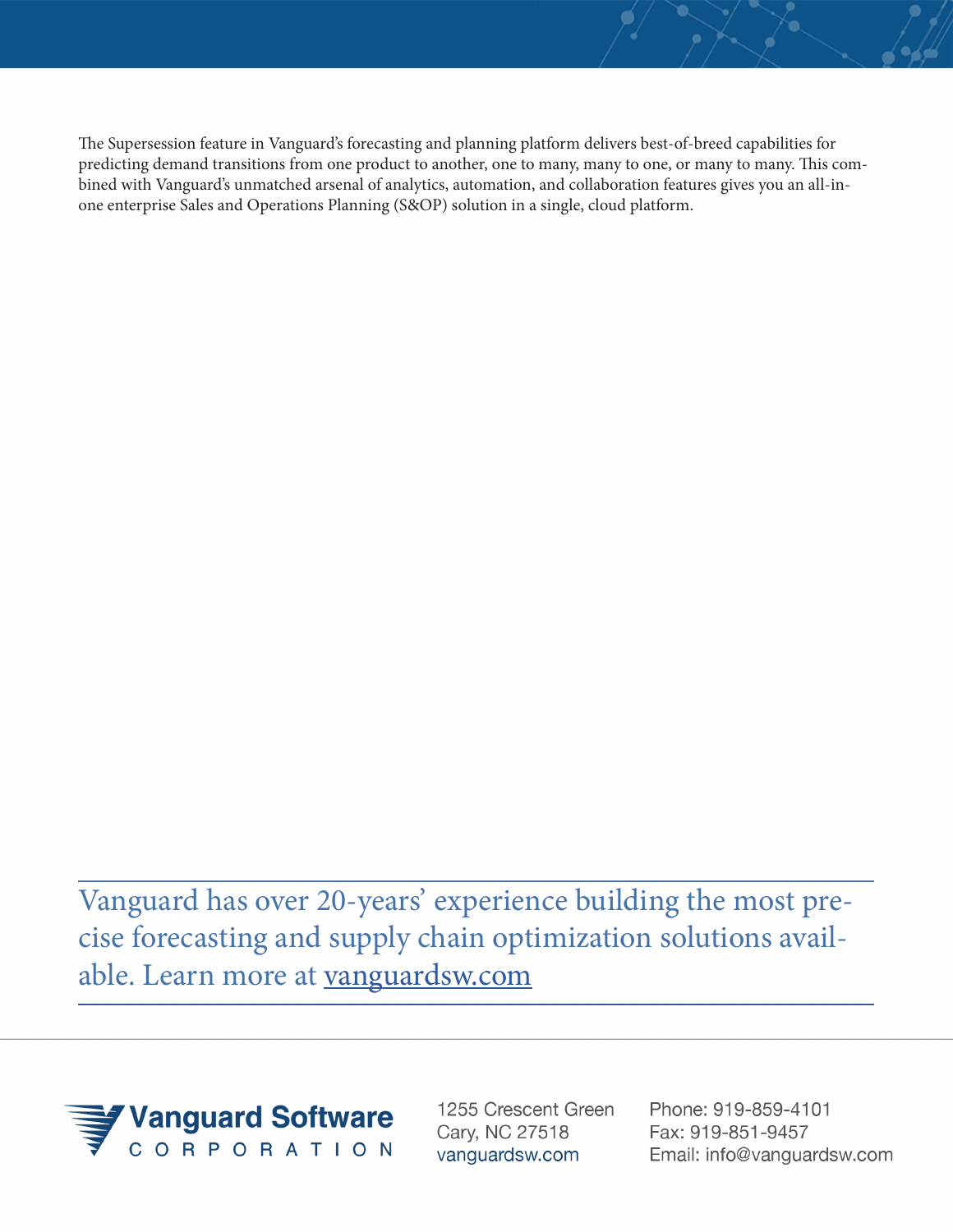The Supersession feature in Vanguard's forecasting and planning platform delivers best-of-breed capabilities for predicting demand transitions from one product to another, one to many, many to one, or many to many. This combined with Vanguard's unmatched arsenal of analytics, automation, and collaboration features gives you an all-in-one enterprise Sales and Operations Planning (S&OP) solution in a single, cloud platform.

Vanguard has over 20-years' experience building the most precise forecasting and supply chain optimization solutions available. Learn more at [vanguardsw.com](http://vanguardsw.com)

**Vanguard Software CORPORATION**

1255 Crescent Green
Cary, NC 27518
vanguardsw.com

Phone: 919-859-4101
Fax: 919-851-9457
Email: info@vanguardsw.com